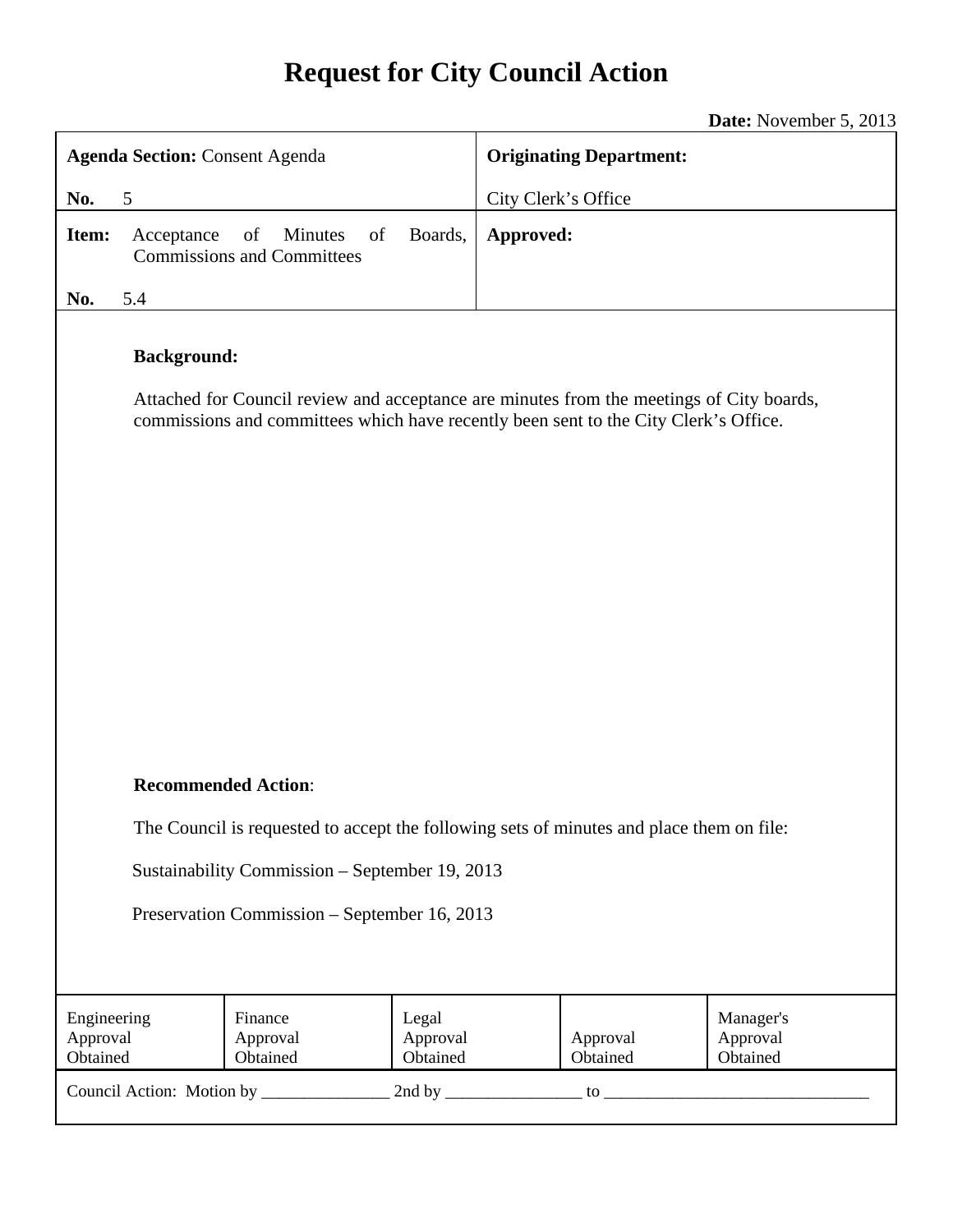# Request for City Council Action

**Date:** November 5, 2013

| **Agenda Section:** Consent Agenda<br>**No.** 5 | **Originating Department:**<br>City Clerk's Office |
|---|---|
| **Item:** Acceptance of Minutes of Boards, Commissions and Committees<br>**No.** 5.4 | **Approved:** |

**Background:**

Attached for Council review and acceptance are minutes from the meetings of City boards, commissions and committees which have recently been sent to the City Clerk's Office.

**Recommended Action**:

The Council is requested to accept the following sets of minutes and place them on file:

Sustainability Commission – September 19, 2013

Preservation Commission – September 16, 2013

| Engineering Approval Obtained | Finance Approval Obtained | Legal Approval Obtained | Approval Obtained | Manager's Approval Obtained |
|---|---|---|---|---|

Council Action: Motion by _______________ 2nd by ________________ to _______________________________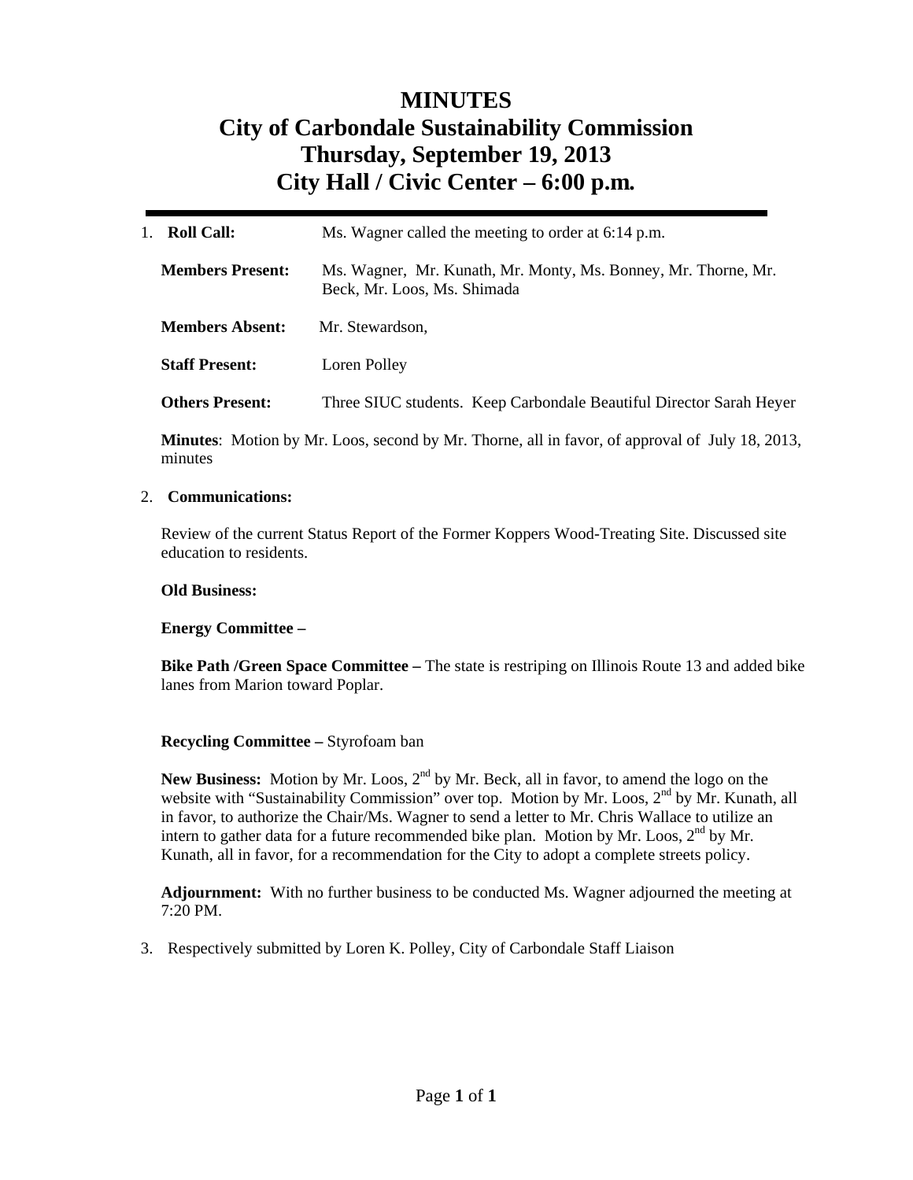# MINUTES
# City of Carbondale Sustainability Commission
# Thursday, September 19, 2013
# City Hall / Civic Center – 6:00 p.m.

---

1. **Roll Call:** Ms. Wagner called the meeting to order at 6:14 p.m.

   **Members Present:** Ms. Wagner, Mr. Kunath, Mr. Monty, Ms. Bonney, Mr. Thorne, Mr. Beck, Mr. Loos, Ms. Shimada

   **Members Absent:** Mr. Stewardson,

   **Staff Present:** Loren Polley

   **Others Present:** Three SIUC students. Keep Carbondale Beautiful Director Sarah Heyer

   **Minutes**: Motion by Mr. Loos, second by Mr. Thorne, all in favor, of approval of July 18, 2013, minutes

2. **Communications:**

   Review of the current Status Report of the Former Koppers Wood-Treating Site. Discussed site education to residents.

   **Old Business:**

   **Energy Committee –**

   **Bike Path /Green Space Committee –** The state is restriping on Illinois Route 13 and added bike lanes from Marion toward Poplar.

   **Recycling Committee –** Styrofoam ban

   **New Business:** Motion by Mr. Loos, 2nd by Mr. Beck, all in favor, to amend the logo on the website with "Sustainability Commission" over top. Motion by Mr. Loos, 2nd by Mr. Kunath, all in favor, to authorize the Chair/Ms. Wagner to send a letter to Mr. Chris Wallace to utilize an intern to gather data for a future recommended bike plan. Motion by Mr. Loos, 2nd by Mr. Kunath, all in favor, for a recommendation for the City to adopt a complete streets policy.

   **Adjournment:** With no further business to be conducted Ms. Wagner adjourned the meeting at 7:20 PM.

3. Respectively submitted by Loren K. Polley, City of Carbondale Staff Liaison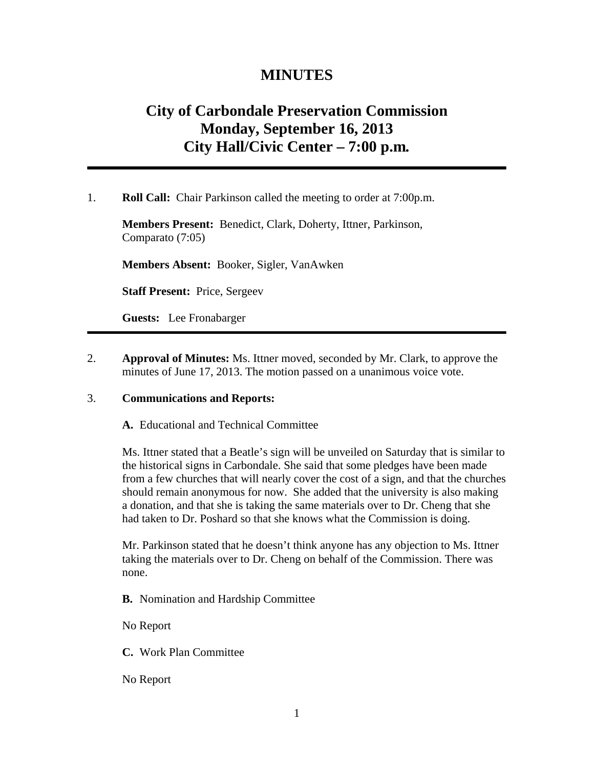# MINUTES

## City of Carbondale Preservation Commission
## Monday, September 16, 2013
## City Hall/Civic Center – 7:00 p.m.

---

1. **Roll Call:** Chair Parkinson called the meeting to order at 7:00p.m.

   **Members Present:** Benedict, Clark, Doherty, Ittner, Parkinson, Comparato (7:05)

   **Members Absent:** Booker, Sigler, VanAwken

   **Staff Present:** Price, Sergeev

   **Guests:** Lee Fronabarger

---

2. **Approval of Minutes:** Ms. Ittner moved, seconded by Mr. Clark, to approve the minutes of June 17, 2013. The motion passed on a unanimous voice vote.

3. **Communications and Reports:**

   **A.** Educational and Technical Committee

   Ms. Ittner stated that a Beatle's sign will be unveiled on Saturday that is similar to the historical signs in Carbondale. She said that some pledges have been made from a few churches that will nearly cover the cost of a sign, and that the churches should remain anonymous for now. She added that the university is also making a donation, and that she is taking the same materials over to Dr. Cheng that she had taken to Dr. Poshard so that she knows what the Commission is doing.

   Mr. Parkinson stated that he doesn't think anyone has any objection to Ms. Ittner taking the materials over to Dr. Cheng on behalf of the Commission. There was none.

   **B.** Nomination and Hardship Committee

   No Report

   **C.** Work Plan Committee

   No Report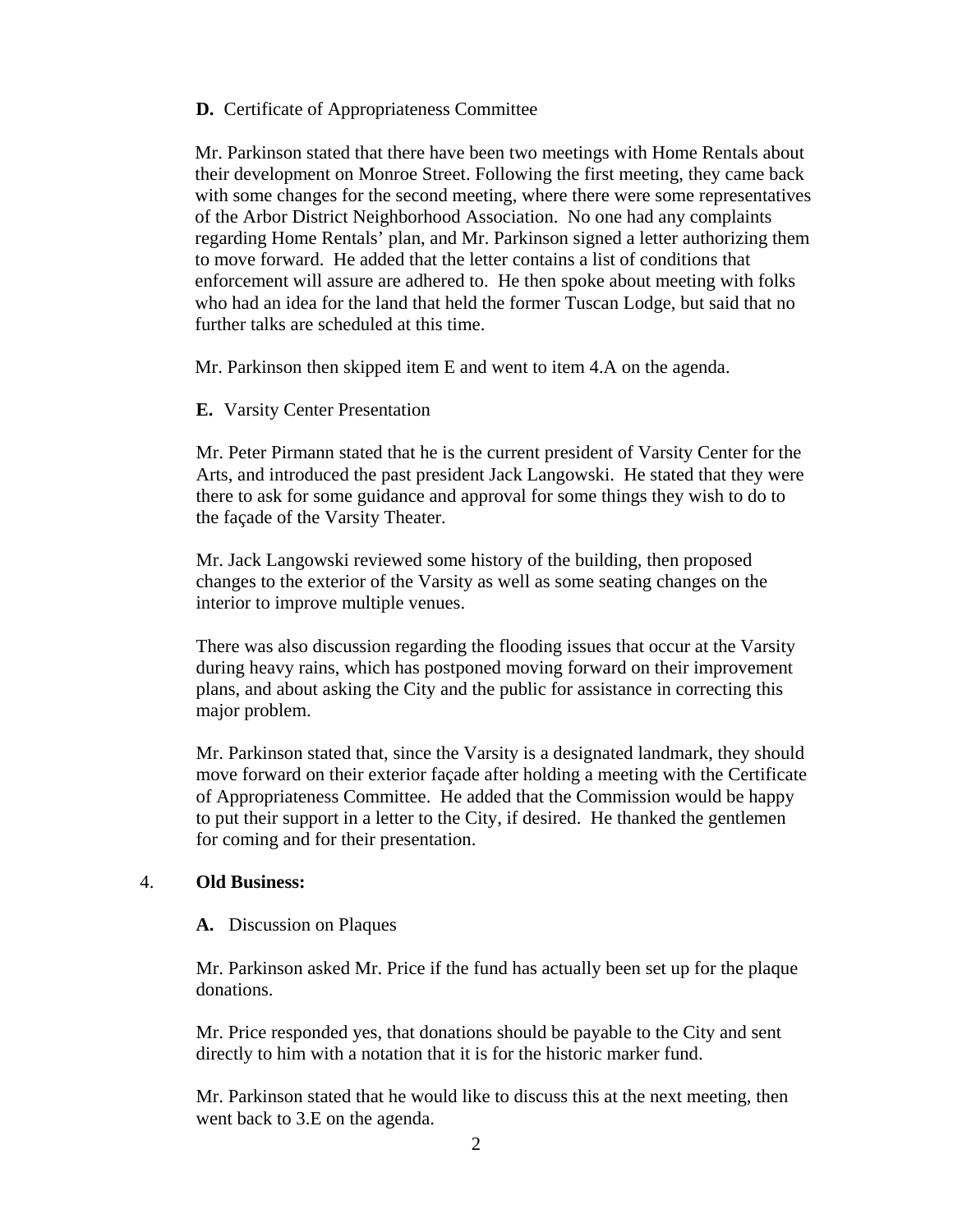**D.** Certificate of Appropriateness Committee

Mr. Parkinson stated that there have been two meetings with Home Rentals about their development on Monroe Street. Following the first meeting, they came back with some changes for the second meeting, where there were some representatives of the Arbor District Neighborhood Association. No one had any complaints regarding Home Rentals' plan, and Mr. Parkinson signed a letter authorizing them to move forward. He added that the letter contains a list of conditions that enforcement will assure are adhered to. He then spoke about meeting with folks who had an idea for the land that held the former Tuscan Lodge, but said that no further talks are scheduled at this time.

Mr. Parkinson then skipped item E and went to item 4.A on the agenda.

**E.** Varsity Center Presentation

Mr. Peter Pirmann stated that he is the current president of Varsity Center for the Arts, and introduced the past president Jack Langowski. He stated that they were there to ask for some guidance and approval for some things they wish to do to the façade of the Varsity Theater.

Mr. Jack Langowski reviewed some history of the building, then proposed changes to the exterior of the Varsity as well as some seating changes on the interior to improve multiple venues.

There was also discussion regarding the flooding issues that occur at the Varsity during heavy rains, which has postponed moving forward on their improvement plans, and about asking the City and the public for assistance in correcting this major problem.

Mr. Parkinson stated that, since the Varsity is a designated landmark, they should move forward on their exterior façade after holding a meeting with the Certificate of Appropriateness Committee. He added that the Commission would be happy to put their support in a letter to the City, if desired. He thanked the gentlemen for coming and for their presentation.

4. **Old Business:**

**A.** Discussion on Plaques

Mr. Parkinson asked Mr. Price if the fund has actually been set up for the plaque donations.

Mr. Price responded yes, that donations should be payable to the City and sent directly to him with a notation that it is for the historic marker fund.

Mr. Parkinson stated that he would like to discuss this at the next meeting, then went back to 3.E on the agenda.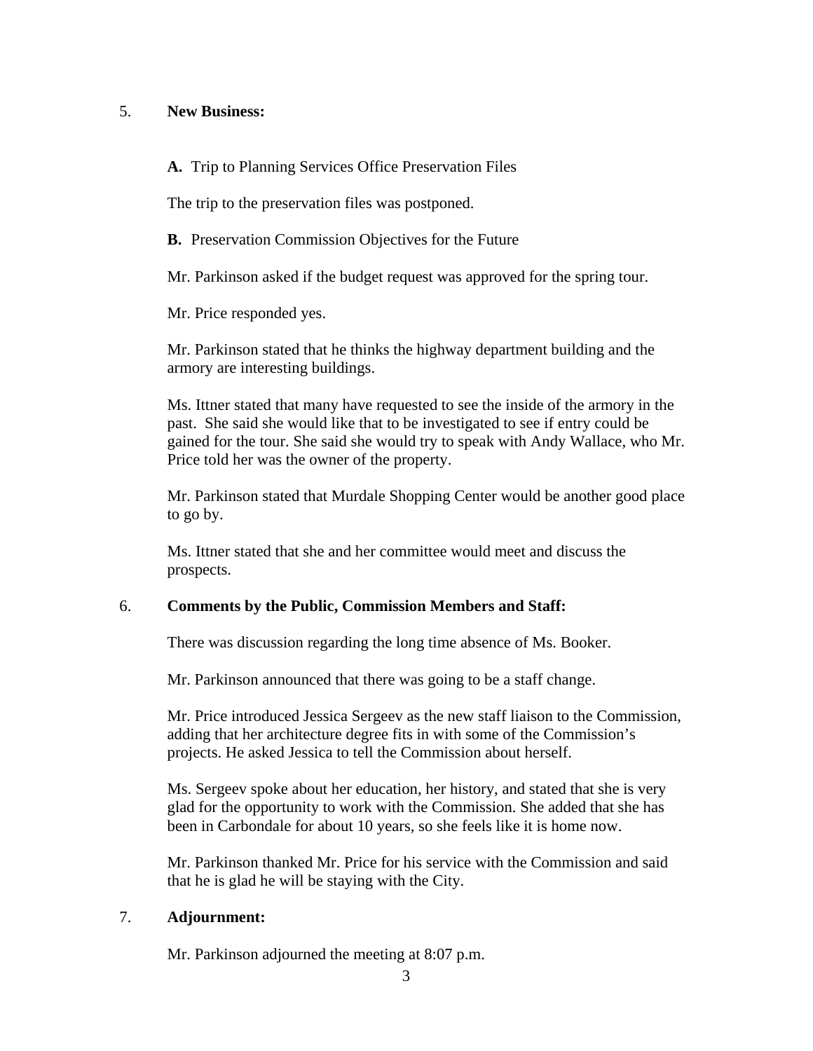5. **New Business:**

**A.** Trip to Planning Services Office Preservation Files

The trip to the preservation files was postponed.

**B.** Preservation Commission Objectives for the Future

Mr. Parkinson asked if the budget request was approved for the spring tour.

Mr. Price responded yes.

Mr. Parkinson stated that he thinks the highway department building and the armory are interesting buildings.

Ms. Ittner stated that many have requested to see the inside of the armory in the past. She said she would like that to be investigated to see if entry could be gained for the tour. She said she would try to speak with Andy Wallace, who Mr. Price told her was the owner of the property.

Mr. Parkinson stated that Murdale Shopping Center would be another good place to go by.

Ms. Ittner stated that she and her committee would meet and discuss the prospects.

6. **Comments by the Public, Commission Members and Staff:**

There was discussion regarding the long time absence of Ms. Booker.

Mr. Parkinson announced that there was going to be a staff change.

Mr. Price introduced Jessica Sergeev as the new staff liaison to the Commission, adding that her architecture degree fits in with some of the Commission's projects. He asked Jessica to tell the Commission about herself.

Ms. Sergeev spoke about her education, her history, and stated that she is very glad for the opportunity to work with the Commission. She added that she has been in Carbondale for about 10 years, so she feels like it is home now.

Mr. Parkinson thanked Mr. Price for his service with the Commission and said that he is glad he will be staying with the City.

7. **Adjournment:**

Mr. Parkinson adjourned the meeting at 8:07 p.m.